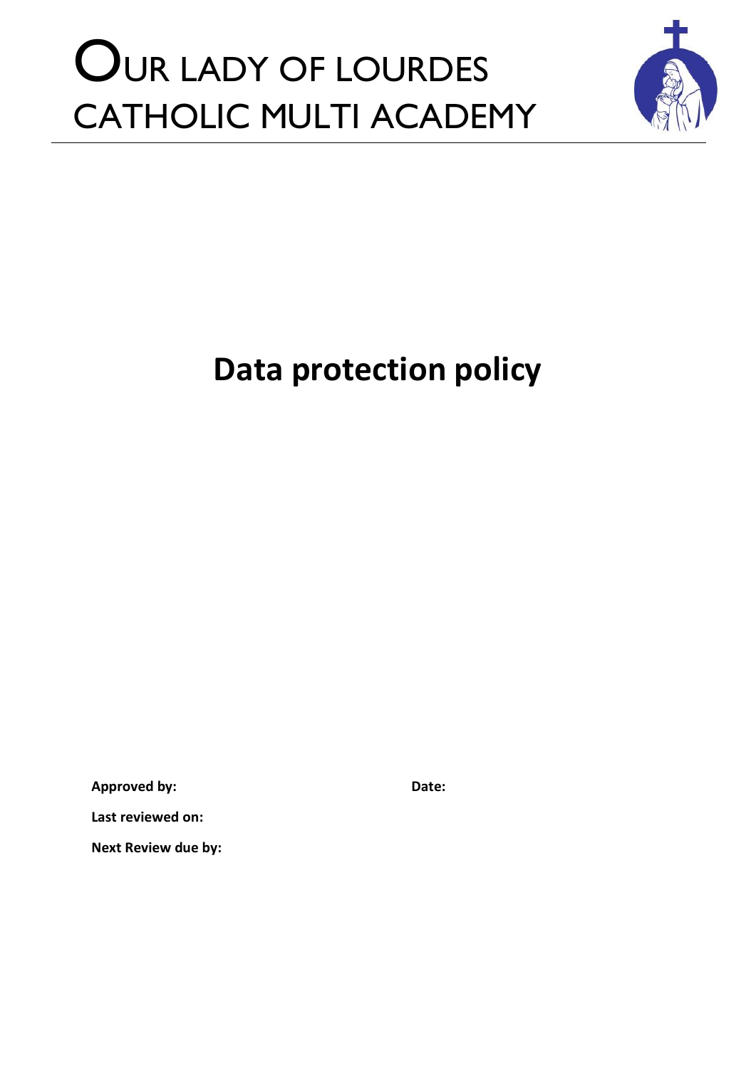# OUR LADY OF LOURDES CATHOLIC MULTI ACADEMY

# Data protection policy

**Approved by:** **Date:**

**Last reviewed on:**

**Next Review due by:**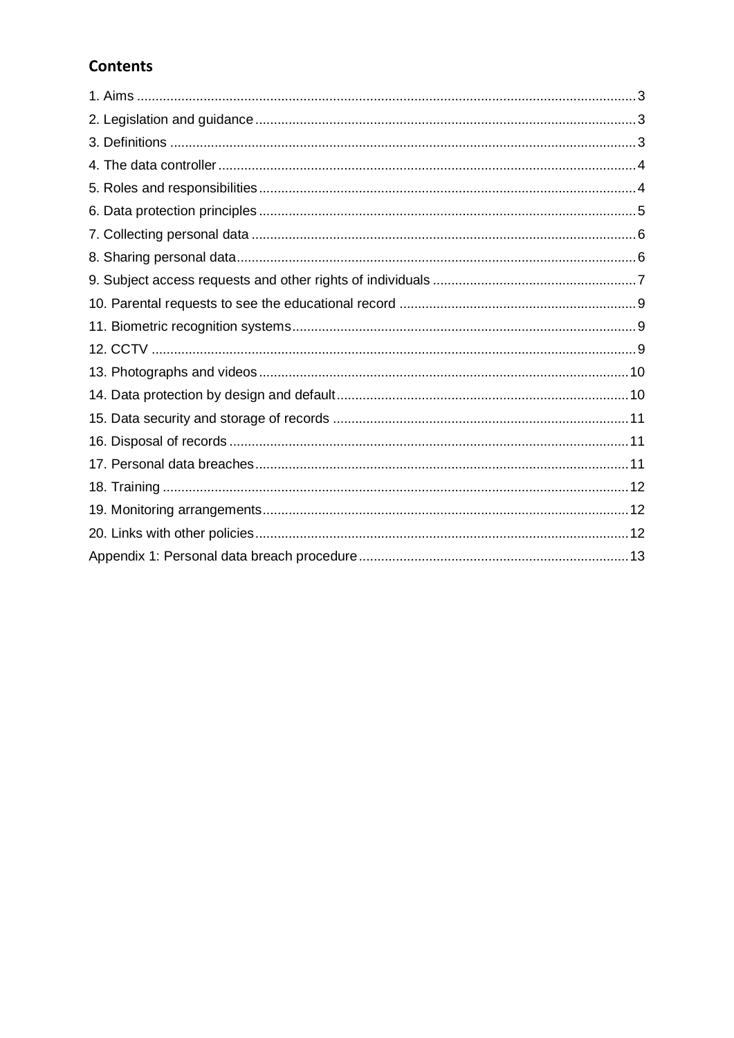## Contents

1. Aims ..................................................................................................................... 3
2. Legislation and guidance ..................................................................................... 3
3. Definitions ........................................................................................................... 3
4. The data controller ............................................................................................... 4
5. Roles and responsibilities .................................................................................... 4
6. Data protection principles .................................................................................... 5
7. Collecting personal data ...................................................................................... 6
8. Sharing personal data .......................................................................................... 6
9. Subject access requests and other rights of individuals ...................................... 7
10. Parental requests to see the educational record ............................................... 9
11. Biometric recognition systems ........................................................................... 9
12. CCTV ................................................................................................................. 9
13. Photographs and videos .................................................................................. 10
14. Data protection by design and default ............................................................. 10
15. Data security and storage of records .............................................................. 11
16. Disposal of records .......................................................................................... 11
17. Personal data breaches ................................................................................... 11
18. Training ............................................................................................................ 12
19. Monitoring arrangements ................................................................................. 12
20. Links with other policies ................................................................................... 12

Appendix 1: Personal data breach procedure ....................................................... 13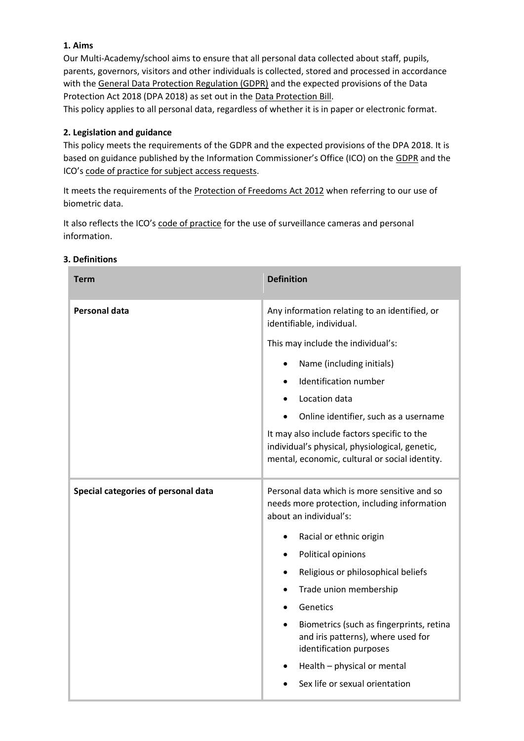**1. Aims**

Our Multi-Academy/school aims to ensure that all personal data collected about staff, pupils, parents, governors, visitors and other individuals is collected, stored and processed in accordance with the General Data Protection Regulation (GDPR) and the expected provisions of the Data Protection Act 2018 (DPA 2018) as set out in the Data Protection Bill.

This policy applies to all personal data, regardless of whether it is in paper or electronic format.

**2. Legislation and guidance**

This policy meets the requirements of the GDPR and the expected provisions of the DPA 2018. It is based on guidance published by the Information Commissioner's Office (ICO) on the GDPR and the ICO's code of practice for subject access requests.

It meets the requirements of the Protection of Freedoms Act 2012 when referring to our use of biometric data.

It also reflects the ICO's code of practice for the use of surveillance cameras and personal information.

**3. Definitions**

| Term | Definition |
| --- | --- |
| **Personal data** | Any information relating to an identified, or identifiable, individual.<br><br>This may include the individual's:<br>• Name (including initials)<br>• Identification number<br>• Location data<br>• Online identifier, such as a username<br><br>It may also include factors specific to the individual's physical, physiological, genetic, mental, economic, cultural or social identity. |
| **Special categories of personal data** | Personal data which is more sensitive and so needs more protection, including information about an individual's:<br>• Racial or ethnic origin<br>• Political opinions<br>• Religious or philosophical beliefs<br>• Trade union membership<br>• Genetics<br>• Biometrics (such as fingerprints, retina and iris patterns), where used for identification purposes<br>• Health – physical or mental<br>• Sex life or sexual orientation |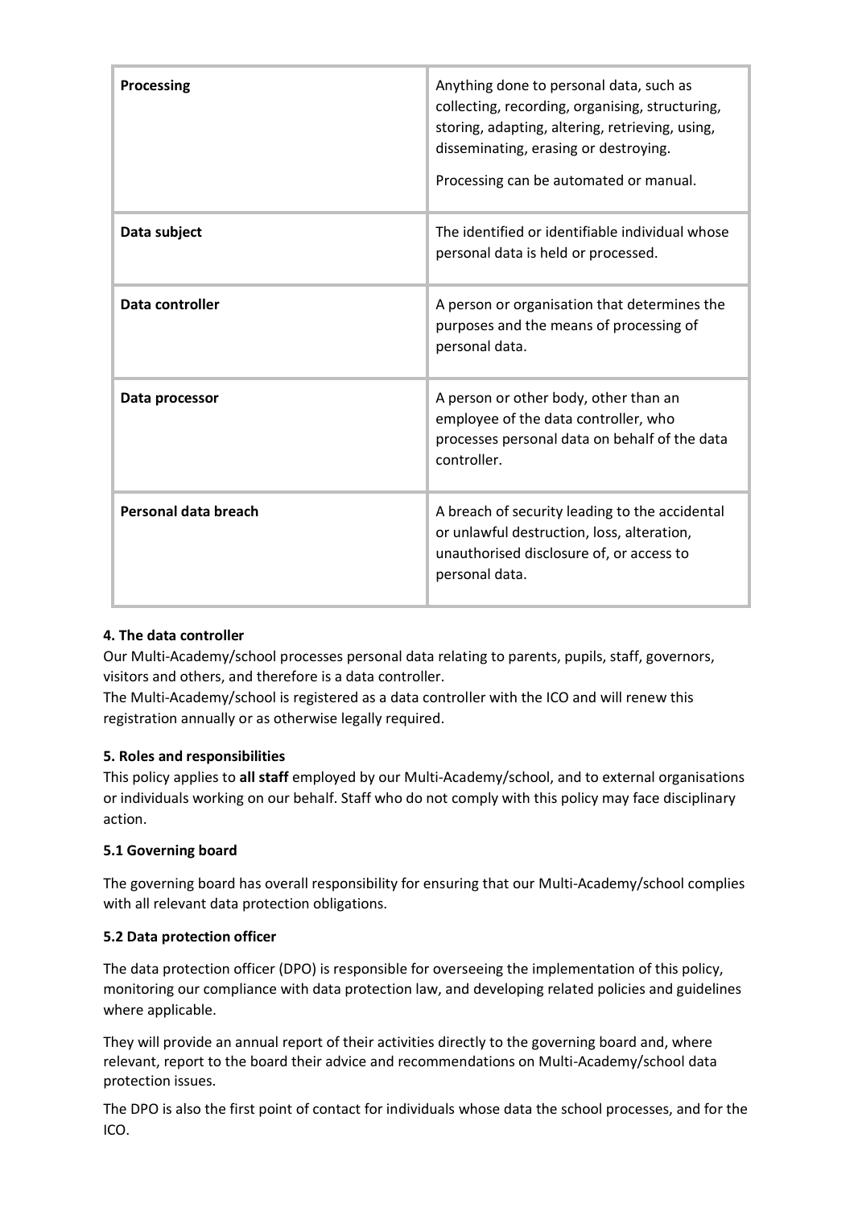| Term | Definition |
| --- | --- |
| **Processing** | Anything done to personal data, such as collecting, recording, organising, structuring, storing, adapting, altering, retrieving, using, disseminating, erasing or destroying.<br><br>Processing can be automated or manual. |
| **Data subject** | The identified or identifiable individual whose personal data is held or processed. |
| **Data controller** | A person or organisation that determines the purposes and the means of processing of personal data. |
| **Data processor** | A person or other body, other than an employee of the data controller, who processes personal data on behalf of the data controller. |
| **Personal data breach** | A breach of security leading to the accidental or unlawful destruction, loss, alteration, unauthorised disclosure of, or access to personal data. |

**4. The data controller**

Our Multi-Academy/school processes personal data relating to parents, pupils, staff, governors, visitors and others, and therefore is a data controller.

The Multi-Academy/school is registered as a data controller with the ICO and will renew this registration annually or as otherwise legally required.

**5. Roles and responsibilities**

This policy applies to **all staff** employed by our Multi-Academy/school, and to external organisations or individuals working on our behalf. Staff who do not comply with this policy may face disciplinary action.

**5.1 Governing board**

The governing board has overall responsibility for ensuring that our Multi-Academy/school complies with all relevant data protection obligations.

**5.2 Data protection officer**

The data protection officer (DPO) is responsible for overseeing the implementation of this policy, monitoring our compliance with data protection law, and developing related policies and guidelines where applicable.

They will provide an annual report of their activities directly to the governing board and, where relevant, report to the board their advice and recommendations on Multi-Academy/school data protection issues.

The DPO is also the first point of contact for individuals whose data the school processes, and for the ICO.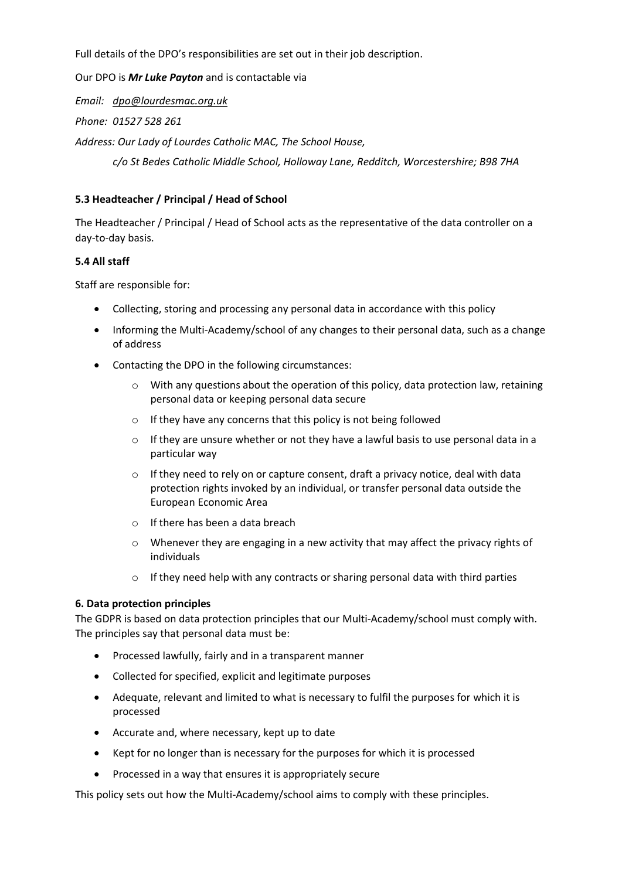Full details of the DPO's responsibilities are set out in their job description.

Our DPO is ***Mr Luke Payton*** and is contactable via

*Email: dpo@lourdesmac.org.uk*

*Phone: 01527 528 261*

*Address: Our Lady of Lourdes Catholic MAC, The School House,*

*c/o St Bedes Catholic Middle School, Holloway Lane, Redditch, Worcestershire; B98 7HA*

**5.3 Headteacher / Principal / Head of School**

The Headteacher / Principal / Head of School acts as the representative of the data controller on a day-to-day basis.

**5.4 All staff**

Staff are responsible for:

- Collecting, storing and processing any personal data in accordance with this policy
- Informing the Multi-Academy/school of any changes to their personal data, such as a change of address
- Contacting the DPO in the following circumstances:
  - With any questions about the operation of this policy, data protection law, retaining personal data or keeping personal data secure
  - If they have any concerns that this policy is not being followed
  - If they are unsure whether or not they have a lawful basis to use personal data in a particular way
  - If they need to rely on or capture consent, draft a privacy notice, deal with data protection rights invoked by an individual, or transfer personal data outside the European Economic Area
  - If there has been a data breach
  - Whenever they are engaging in a new activity that may affect the privacy rights of individuals
  - If they need help with any contracts or sharing personal data with third parties

**6. Data protection principles**

The GDPR is based on data protection principles that our Multi-Academy/school must comply with. The principles say that personal data must be:

- Processed lawfully, fairly and in a transparent manner
- Collected for specified, explicit and legitimate purposes
- Adequate, relevant and limited to what is necessary to fulfil the purposes for which it is processed
- Accurate and, where necessary, kept up to date
- Kept for no longer than is necessary for the purposes for which it is processed
- Processed in a way that ensures it is appropriately secure

This policy sets out how the Multi-Academy/school aims to comply with these principles.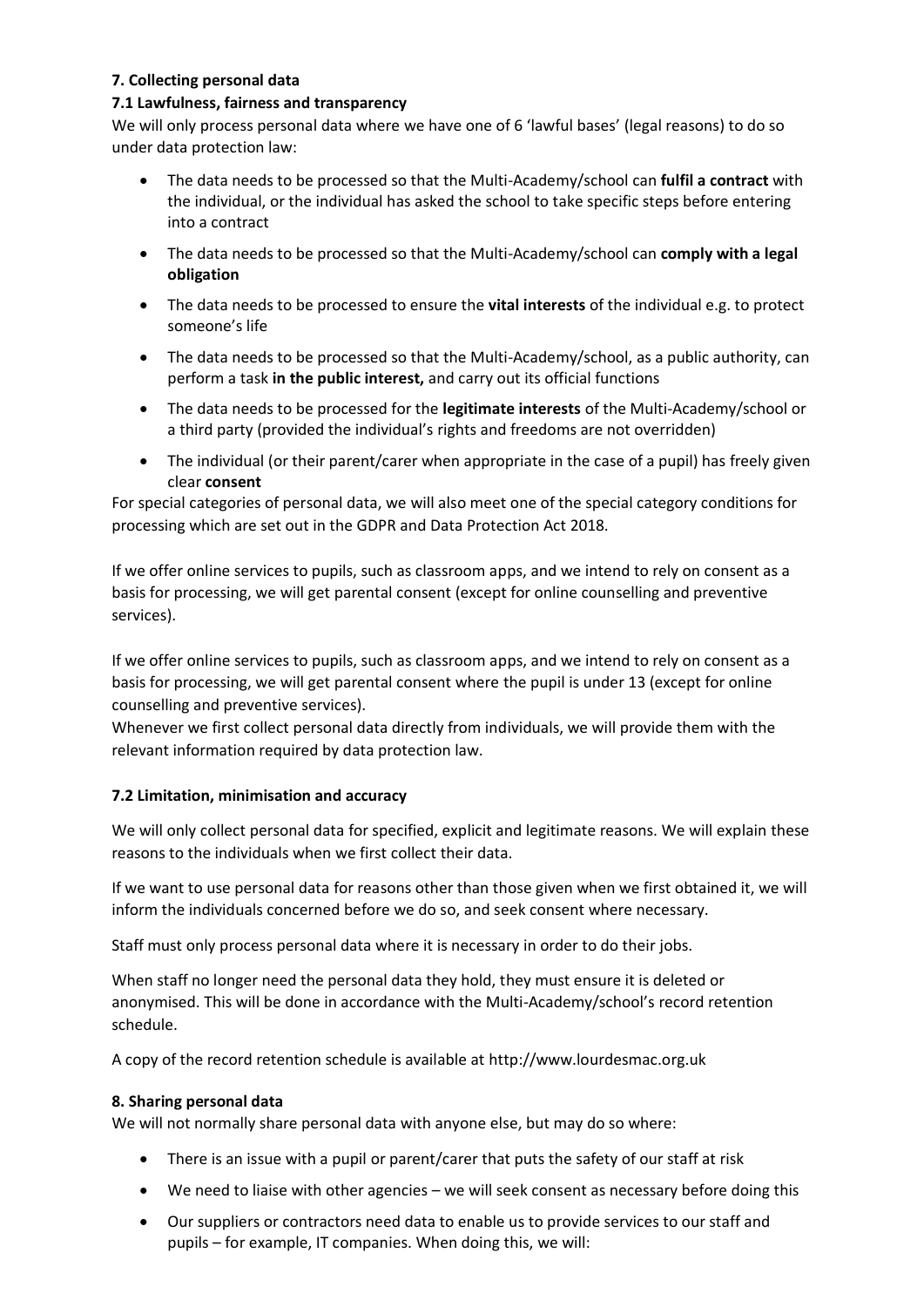### 7. Collecting personal data

#### 7.1 Lawfulness, fairness and transparency

We will only process personal data where we have one of 6 'lawful bases' (legal reasons) to do so under data protection law:

- The data needs to be processed so that the Multi-Academy/school can **fulfil a contract** with the individual, or the individual has asked the school to take specific steps before entering into a contract
- The data needs to be processed so that the Multi-Academy/school can **comply with a legal obligation**
- The data needs to be processed to ensure the **vital interests** of the individual e.g. to protect someone's life
- The data needs to be processed so that the Multi-Academy/school, as a public authority, can perform a task **in the public interest,** and carry out its official functions
- The data needs to be processed for the **legitimate interests** of the Multi-Academy/school or a third party (provided the individual's rights and freedoms are not overridden)
- The individual (or their parent/carer when appropriate in the case of a pupil) has freely given clear **consent**

For special categories of personal data, we will also meet one of the special category conditions for processing which are set out in the GDPR and Data Protection Act 2018.

If we offer online services to pupils, such as classroom apps, and we intend to rely on consent as a basis for processing, we will get parental consent (except for online counselling and preventive services).

If we offer online services to pupils, such as classroom apps, and we intend to rely on consent as a basis for processing, we will get parental consent where the pupil is under 13 (except for online counselling and preventive services).

Whenever we first collect personal data directly from individuals, we will provide them with the relevant information required by data protection law.

#### 7.2 Limitation, minimisation and accuracy

We will only collect personal data for specified, explicit and legitimate reasons. We will explain these reasons to the individuals when we first collect their data.

If we want to use personal data for reasons other than those given when we first obtained it, we will inform the individuals concerned before we do so, and seek consent where necessary.

Staff must only process personal data where it is necessary in order to do their jobs.

When staff no longer need the personal data they hold, they must ensure it is deleted or anonymised. This will be done in accordance with the Multi-Academy/school's record retention schedule.

A copy of the record retention schedule is available at http://www.lourdesmac.org.uk

### 8. Sharing personal data

We will not normally share personal data with anyone else, but may do so where:

- There is an issue with a pupil or parent/carer that puts the safety of our staff at risk
- We need to liaise with other agencies – we will seek consent as necessary before doing this
- Our suppliers or contractors need data to enable us to provide services to our staff and pupils – for example, IT companies. When doing this, we will: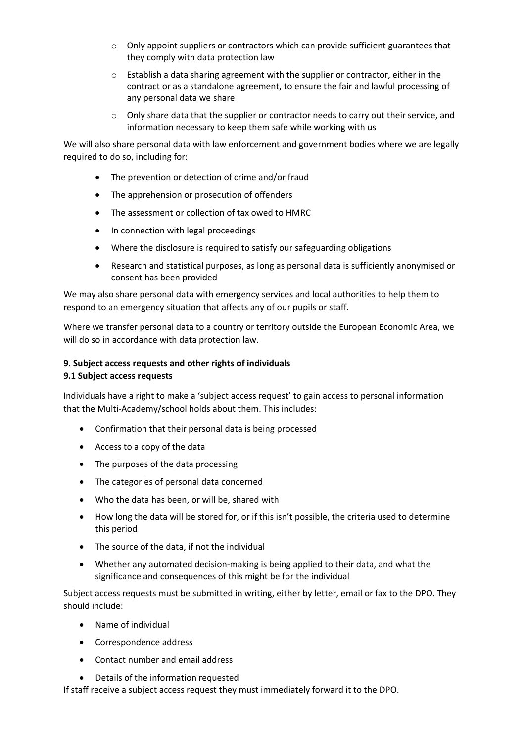- Only appoint suppliers or contractors which can provide sufficient guarantees that they comply with data protection law
  - Establish a data sharing agreement with the supplier or contractor, either in the contract or as a standalone agreement, to ensure the fair and lawful processing of any personal data we share
  - Only share data that the supplier or contractor needs to carry out their service, and information necessary to keep them safe while working with us

We will also share personal data with law enforcement and government bodies where we are legally required to do so, including for:

- The prevention or detection of crime and/or fraud
- The apprehension or prosecution of offenders
- The assessment or collection of tax owed to HMRC
- In connection with legal proceedings
- Where the disclosure is required to satisfy our safeguarding obligations
- Research and statistical purposes, as long as personal data is sufficiently anonymised or consent has been provided

We may also share personal data with emergency services and local authorities to help them to respond to an emergency situation that affects any of our pupils or staff.

Where we transfer personal data to a country or territory outside the European Economic Area, we will do so in accordance with data protection law.

## 9. Subject access requests and other rights of individuals

### 9.1 Subject access requests

Individuals have a right to make a 'subject access request' to gain access to personal information that the Multi-Academy/school holds about them. This includes:

- Confirmation that their personal data is being processed
- Access to a copy of the data
- The purposes of the data processing
- The categories of personal data concerned
- Who the data has been, or will be, shared with
- How long the data will be stored for, or if this isn't possible, the criteria used to determine this period
- The source of the data, if not the individual
- Whether any automated decision-making is being applied to their data, and what the significance and consequences of this might be for the individual

Subject access requests must be submitted in writing, either by letter, email or fax to the DPO. They should include:

- Name of individual
- Correspondence address
- Contact number and email address
- Details of the information requested

If staff receive a subject access request they must immediately forward it to the DPO.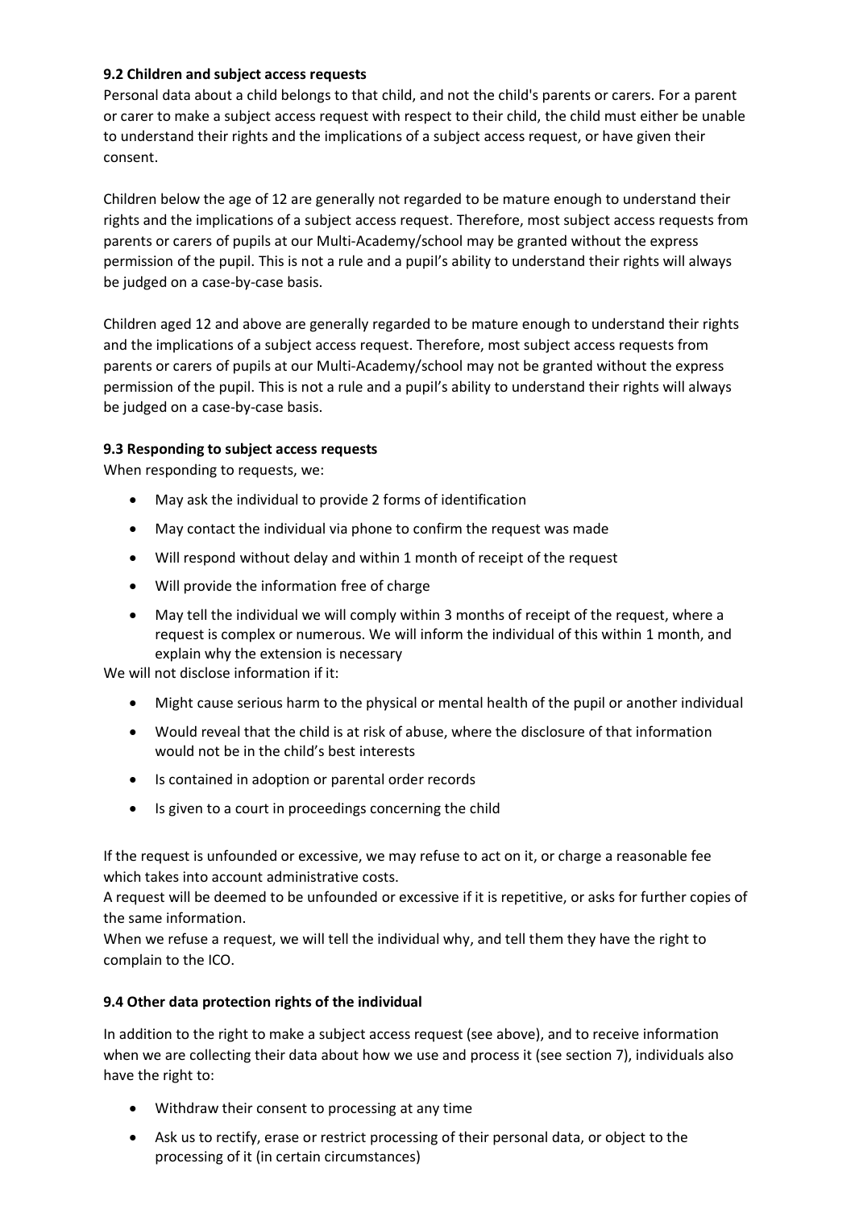**9.2 Children and subject access requests**

Personal data about a child belongs to that child, and not the child's parents or carers. For a parent or carer to make a subject access request with respect to their child, the child must either be unable to understand their rights and the implications of a subject access request, or have given their consent.

Children below the age of 12 are generally not regarded to be mature enough to understand their rights and the implications of a subject access request. Therefore, most subject access requests from parents or carers of pupils at our Multi-Academy/school may be granted without the express permission of the pupil. This is not a rule and a pupil's ability to understand their rights will always be judged on a case-by-case basis.

Children aged 12 and above are generally regarded to be mature enough to understand their rights and the implications of a subject access request. Therefore, most subject access requests from parents or carers of pupils at our Multi-Academy/school may not be granted without the express permission of the pupil. This is not a rule and a pupil's ability to understand their rights will always be judged on a case-by-case basis.

**9.3 Responding to subject access requests**

When responding to requests, we:

- May ask the individual to provide 2 forms of identification
- May contact the individual via phone to confirm the request was made
- Will respond without delay and within 1 month of receipt of the request
- Will provide the information free of charge
- May tell the individual we will comply within 3 months of receipt of the request, where a request is complex or numerous. We will inform the individual of this within 1 month, and explain why the extension is necessary

We will not disclose information if it:

- Might cause serious harm to the physical or mental health of the pupil or another individual
- Would reveal that the child is at risk of abuse, where the disclosure of that information would not be in the child's best interests
- Is contained in adoption or parental order records
- Is given to a court in proceedings concerning the child

If the request is unfounded or excessive, we may refuse to act on it, or charge a reasonable fee which takes into account administrative costs.

A request will be deemed to be unfounded or excessive if it is repetitive, or asks for further copies of the same information.

When we refuse a request, we will tell the individual why, and tell them they have the right to complain to the ICO.

**9.4 Other data protection rights of the individual**

In addition to the right to make a subject access request (see above), and to receive information when we are collecting their data about how we use and process it (see section 7), individuals also have the right to:

- Withdraw their consent to processing at any time
- Ask us to rectify, erase or restrict processing of their personal data, or object to the processing of it (in certain circumstances)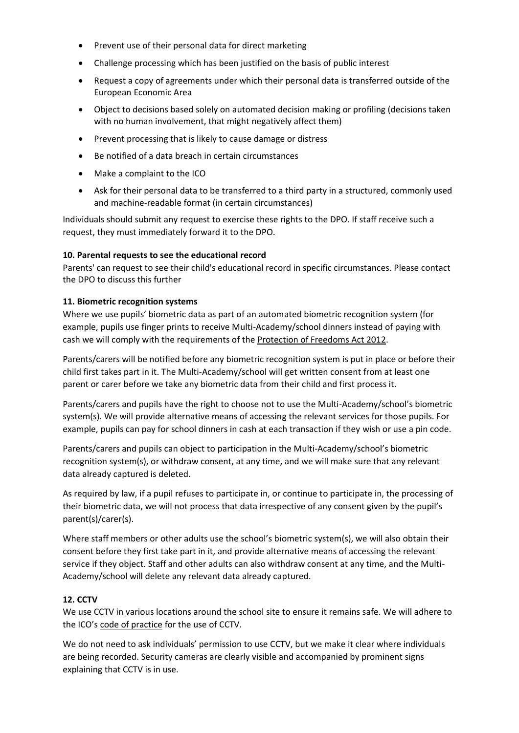- Prevent use of their personal data for direct marketing
- Challenge processing which has been justified on the basis of public interest
- Request a copy of agreements under which their personal data is transferred outside of the European Economic Area
- Object to decisions based solely on automated decision making or profiling (decisions taken with no human involvement, that might negatively affect them)
- Prevent processing that is likely to cause damage or distress
- Be notified of a data breach in certain circumstances
- Make a complaint to the ICO
- Ask for their personal data to be transferred to a third party in a structured, commonly used and machine-readable format (in certain circumstances)

Individuals should submit any request to exercise these rights to the DPO. If staff receive such a request, they must immediately forward it to the DPO.

**10. Parental requests to see the educational record**

Parents' can request to see their child's educational record in specific circumstances. Please contact the DPO to discuss this further

**11. Biometric recognition systems**

Where we use pupils' biometric data as part of an automated biometric recognition system (for example, pupils use finger prints to receive Multi-Academy/school dinners instead of paying with cash we will comply with the requirements of the Protection of Freedoms Act 2012.

Parents/carers will be notified before any biometric recognition system is put in place or before their child first takes part in it. The Multi-Academy/school will get written consent from at least one parent or carer before we take any biometric data from their child and first process it.

Parents/carers and pupils have the right to choose not to use the Multi-Academy/school's biometric system(s). We will provide alternative means of accessing the relevant services for those pupils. For example, pupils can pay for school dinners in cash at each transaction if they wish or use a pin code.

Parents/carers and pupils can object to participation in the Multi-Academy/school's biometric recognition system(s), or withdraw consent, at any time, and we will make sure that any relevant data already captured is deleted.

As required by law, if a pupil refuses to participate in, or continue to participate in, the processing of their biometric data, we will not process that data irrespective of any consent given by the pupil's parent(s)/carer(s).

Where staff members or other adults use the school's biometric system(s), we will also obtain their consent before they first take part in it, and provide alternative means of accessing the relevant service if they object. Staff and other adults can also withdraw consent at any time, and the Multi-Academy/school will delete any relevant data already captured.

**12. CCTV**

We use CCTV in various locations around the school site to ensure it remains safe. We will adhere to the ICO's code of practice for the use of CCTV.

We do not need to ask individuals' permission to use CCTV, but we make it clear where individuals are being recorded. Security cameras are clearly visible and accompanied by prominent signs explaining that CCTV is in use.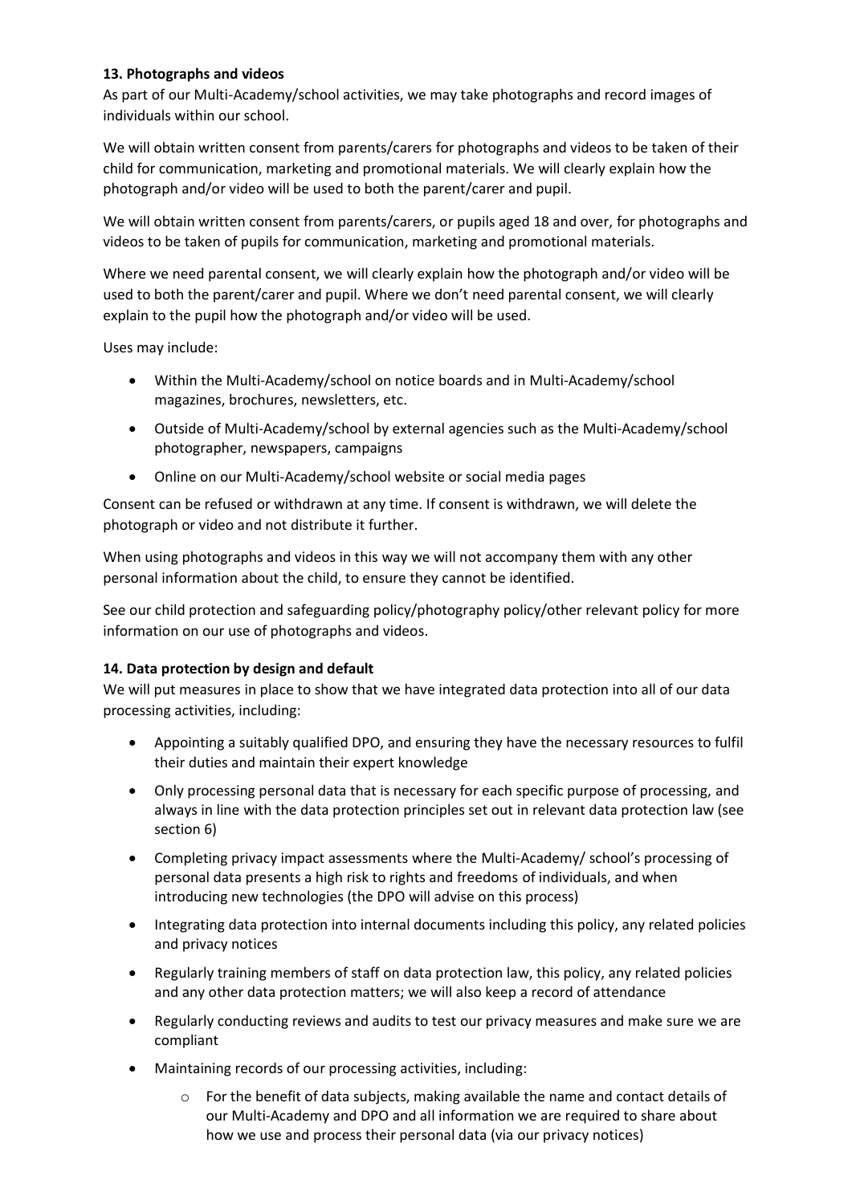**13. Photographs and videos**

As part of our Multi-Academy/school activities, we may take photographs and record images of individuals within our school.

We will obtain written consent from parents/carers for photographs and videos to be taken of their child for communication, marketing and promotional materials. We will clearly explain how the photograph and/or video will be used to both the parent/carer and pupil.

We will obtain written consent from parents/carers, or pupils aged 18 and over, for photographs and videos to be taken of pupils for communication, marketing and promotional materials.

Where we need parental consent, we will clearly explain how the photograph and/or video will be used to both the parent/carer and pupil. Where we don't need parental consent, we will clearly explain to the pupil how the photograph and/or video will be used.

Uses may include:

- Within the Multi-Academy/school on notice boards and in Multi-Academy/school magazines, brochures, newsletters, etc.
- Outside of Multi-Academy/school by external agencies such as the Multi-Academy/school photographer, newspapers, campaigns
- Online on our Multi-Academy/school website or social media pages

Consent can be refused or withdrawn at any time. If consent is withdrawn, we will delete the photograph or video and not distribute it further.

When using photographs and videos in this way we will not accompany them with any other personal information about the child, to ensure they cannot be identified.

See our child protection and safeguarding policy/photography policy/other relevant policy for more information on our use of photographs and videos.

**14. Data protection by design and default**

We will put measures in place to show that we have integrated data protection into all of our data processing activities, including:

- Appointing a suitably qualified DPO, and ensuring they have the necessary resources to fulfil their duties and maintain their expert knowledge
- Only processing personal data that is necessary for each specific purpose of processing, and always in line with the data protection principles set out in relevant data protection law (see section 6)
- Completing privacy impact assessments where the Multi-Academy/ school's processing of personal data presents a high risk to rights and freedoms of individuals, and when introducing new technologies (the DPO will advise on this process)
- Integrating data protection into internal documents including this policy, any related policies and privacy notices
- Regularly training members of staff on data protection law, this policy, any related policies and any other data protection matters; we will also keep a record of attendance
- Regularly conducting reviews and audits to test our privacy measures and make sure we are compliant
- Maintaining records of our processing activities, including:
    - For the benefit of data subjects, making available the name and contact details of our Multi-Academy and DPO and all information we are required to share about how we use and process their personal data (via our privacy notices)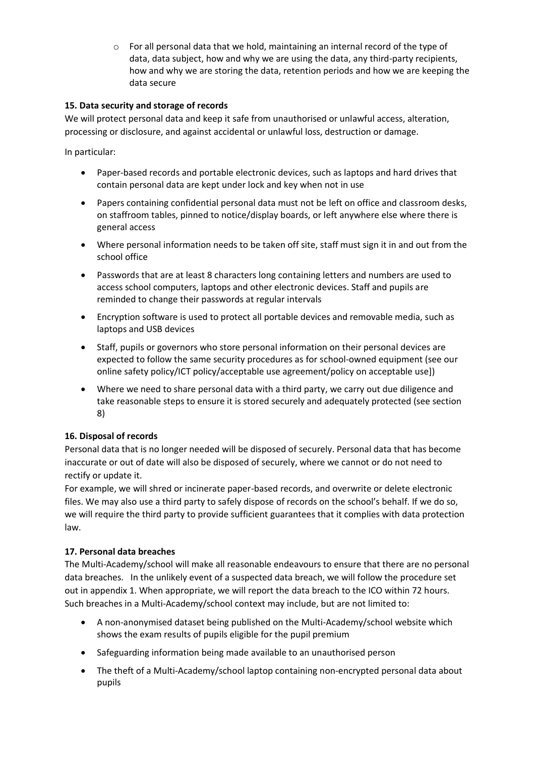- For all personal data that we hold, maintaining an internal record of the type of data, data subject, how and why we are using the data, any third-party recipients, how and why we are storing the data, retention periods and how we are keeping the data secure

**15. Data security and storage of records**

We will protect personal data and keep it safe from unauthorised or unlawful access, alteration, processing or disclosure, and against accidental or unlawful loss, destruction or damage.

In particular:

- Paper-based records and portable electronic devices, such as laptops and hard drives that contain personal data are kept under lock and key when not in use
- Papers containing confidential personal data must not be left on office and classroom desks, on staffroom tables, pinned to notice/display boards, or left anywhere else where there is general access
- Where personal information needs to be taken off site, staff must sign it in and out from the school office
- Passwords that are at least 8 characters long containing letters and numbers are used to access school computers, laptops and other electronic devices. Staff and pupils are reminded to change their passwords at regular intervals
- Encryption software is used to protect all portable devices and removable media, such as laptops and USB devices
- Staff, pupils or governors who store personal information on their personal devices are expected to follow the same security procedures as for school-owned equipment (see our online safety policy/ICT policy/acceptable use agreement/policy on acceptable use])
- Where we need to share personal data with a third party, we carry out due diligence and take reasonable steps to ensure it is stored securely and adequately protected (see section 8)

**16. Disposal of records**

Personal data that is no longer needed will be disposed of securely. Personal data that has become inaccurate or out of date will also be disposed of securely, where we cannot or do not need to rectify or update it.

For example, we will shred or incinerate paper-based records, and overwrite or delete electronic files. We may also use a third party to safely dispose of records on the school's behalf. If we do so, we will require the third party to provide sufficient guarantees that it complies with data protection law.

**17. Personal data breaches**

The Multi-Academy/school will make all reasonable endeavours to ensure that there are no personal data breaches. In the unlikely event of a suspected data breach, we will follow the procedure set out in appendix 1. When appropriate, we will report the data breach to the ICO within 72 hours. Such breaches in a Multi-Academy/school context may include, but are not limited to:

- A non-anonymised dataset being published on the Multi-Academy/school website which shows the exam results of pupils eligible for the pupil premium
- Safeguarding information being made available to an unauthorised person
- The theft of a Multi-Academy/school laptop containing non-encrypted personal data about pupils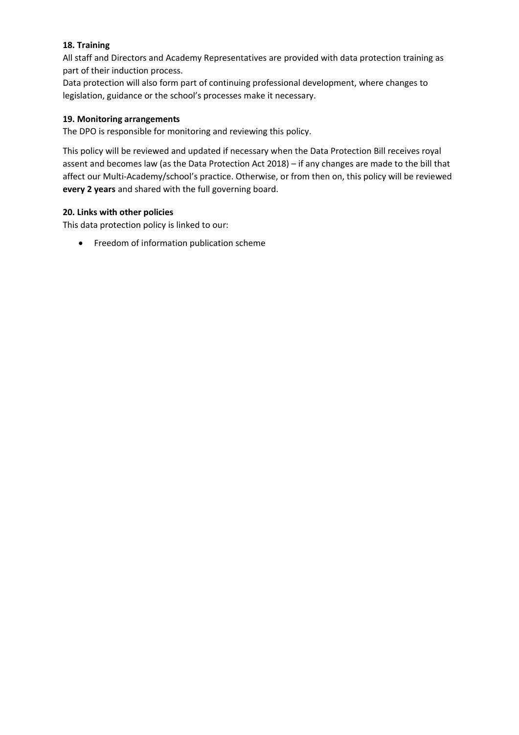**18. Training**

All staff and Directors and Academy Representatives are provided with data protection training as part of their induction process.

Data protection will also form part of continuing professional development, where changes to legislation, guidance or the school's processes make it necessary.

**19. Monitoring arrangements**

The DPO is responsible for monitoring and reviewing this policy.

This policy will be reviewed and updated if necessary when the Data Protection Bill receives royal assent and becomes law (as the Data Protection Act 2018) – if any changes are made to the bill that affect our Multi-Academy/school's practice. Otherwise, or from then on, this policy will be reviewed **every 2 years** and shared with the full governing board.

**20. Links with other policies**

This data protection policy is linked to our:

- Freedom of information publication scheme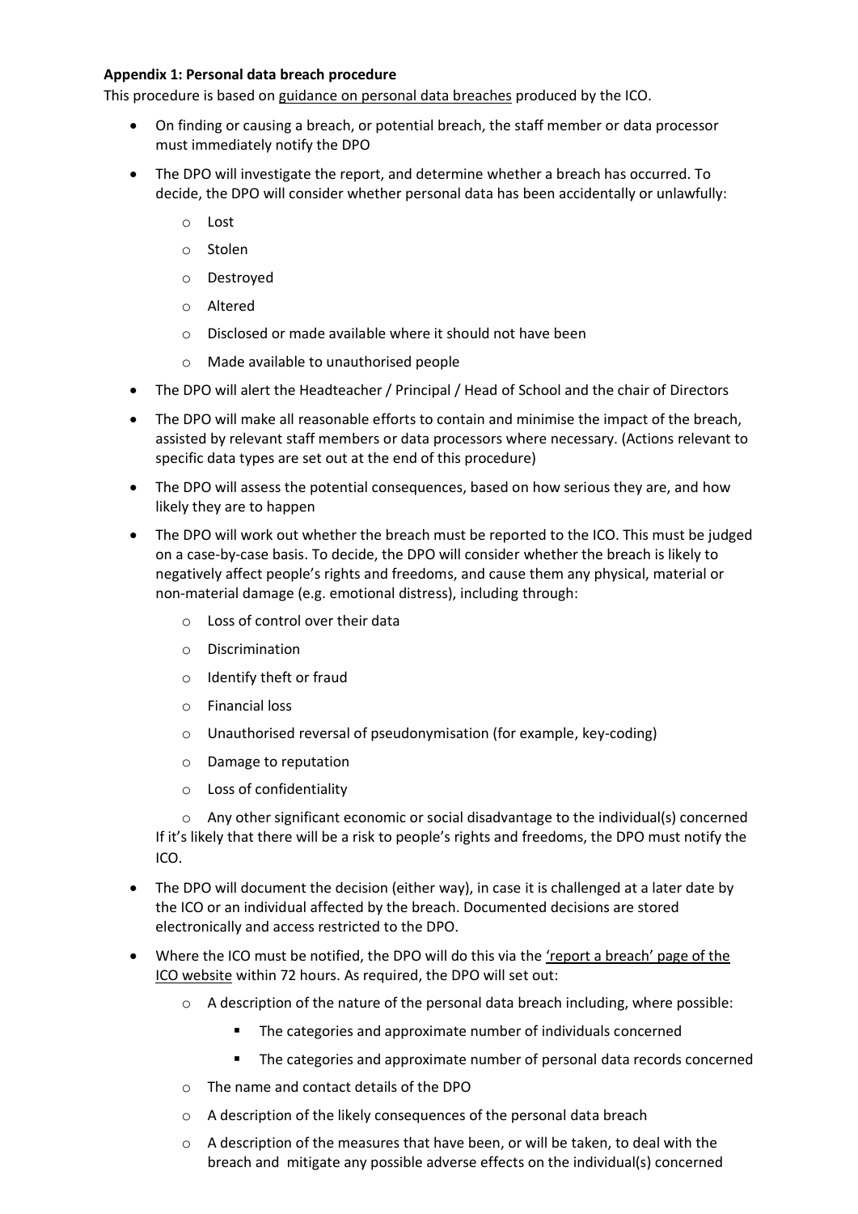**Appendix 1: Personal data breach procedure**

This procedure is based on guidance on personal data breaches produced by the ICO.

- On finding or causing a breach, or potential breach, the staff member or data processor must immediately notify the DPO
- The DPO will investigate the report, and determine whether a breach has occurred. To decide, the DPO will consider whether personal data has been accidentally or unlawfully:
    - Lost
    - Stolen
    - Destroyed
    - Altered
    - Disclosed or made available where it should not have been
    - Made available to unauthorised people
- The DPO will alert the Headteacher / Principal / Head of School and the chair of Directors
- The DPO will make all reasonable efforts to contain and minimise the impact of the breach, assisted by relevant staff members or data processors where necessary. (Actions relevant to specific data types are set out at the end of this procedure)
- The DPO will assess the potential consequences, based on how serious they are, and how likely they are to happen
- The DPO will work out whether the breach must be reported to the ICO. This must be judged on a case-by-case basis. To decide, the DPO will consider whether the breach is likely to negatively affect people's rights and freedoms, and cause them any physical, material or non-material damage (e.g. emotional distress), including through:
    - Loss of control over their data
    - Discrimination
    - Identify theft or fraud
    - Financial loss
    - Unauthorised reversal of pseudonymisation (for example, key-coding)
    - Damage to reputation
    - Loss of confidentiality
    - Any other significant economic or social disadvantage to the individual(s) concerned

  If it's likely that there will be a risk to people's rights and freedoms, the DPO must notify the ICO.
- The DPO will document the decision (either way), in case it is challenged at a later date by the ICO or an individual affected by the breach. Documented decisions are stored electronically and access restricted to the DPO.
- Where the ICO must be notified, the DPO will do this via the 'report a breach' page of the ICO website within 72 hours. As required, the DPO will set out:
    - A description of the nature of the personal data breach including, where possible:
        - The categories and approximate number of individuals concerned
        - The categories and approximate number of personal data records concerned
    - The name and contact details of the DPO
    - A description of the likely consequences of the personal data breach
    - A description of the measures that have been, or will be taken, to deal with the breach and mitigate any possible adverse effects on the individual(s) concerned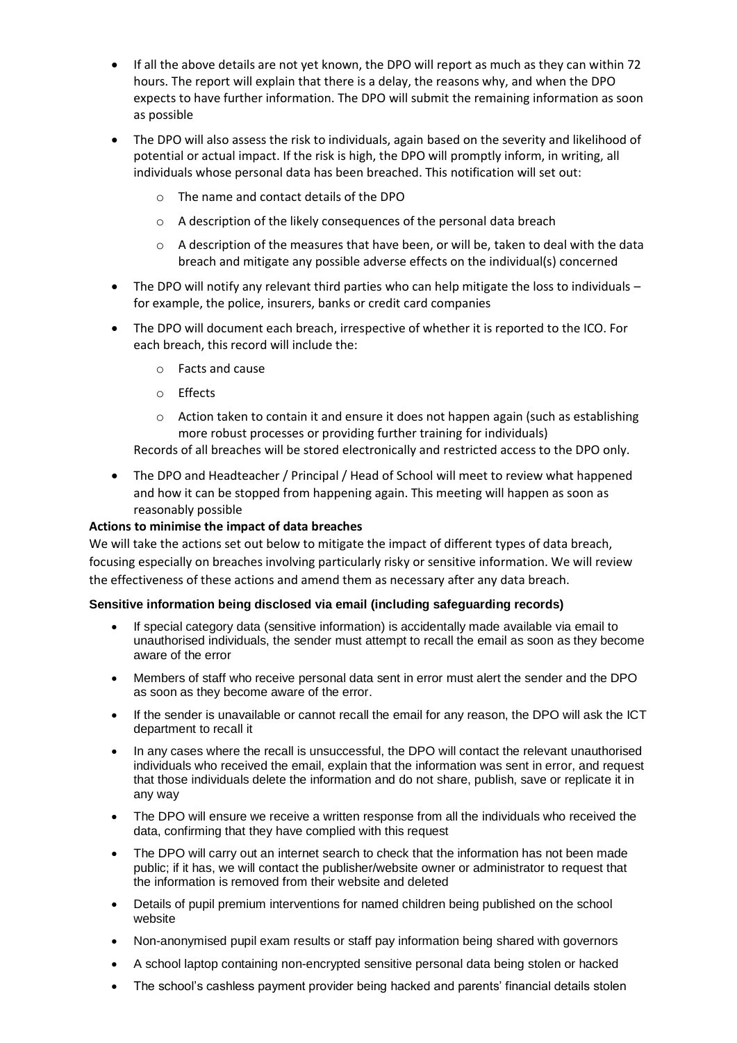- If all the above details are not yet known, the DPO will report as much as they can within 72 hours. The report will explain that there is a delay, the reasons why, and when the DPO expects to have further information. The DPO will submit the remaining information as soon as possible
- The DPO will also assess the risk to individuals, again based on the severity and likelihood of potential or actual impact. If the risk is high, the DPO will promptly inform, in writing, all individuals whose personal data has been breached. This notification will set out:
  - The name and contact details of the DPO
  - A description of the likely consequences of the personal data breach
  - A description of the measures that have been, or will be, taken to deal with the data breach and mitigate any possible adverse effects on the individual(s) concerned
- The DPO will notify any relevant third parties who can help mitigate the loss to individuals – for example, the police, insurers, banks or credit card companies
- The DPO will document each breach, irrespective of whether it is reported to the ICO. For each breach, this record will include the:
  - Facts and cause
  - Effects
  - Action taken to contain it and ensure it does not happen again (such as establishing more robust processes or providing further training for individuals)

  Records of all breaches will be stored electronically and restricted access to the DPO only.
- The DPO and Headteacher / Principal / Head of School will meet to review what happened and how it can be stopped from happening again. This meeting will happen as soon as reasonably possible

**Actions to minimise the impact of data breaches**

We will take the actions set out below to mitigate the impact of different types of data breach, focusing especially on breaches involving particularly risky or sensitive information. We will review the effectiveness of these actions and amend them as necessary after any data breach.

**Sensitive information being disclosed via email (including safeguarding records)**

- If special category data (sensitive information) is accidentally made available via email to unauthorised individuals, the sender must attempt to recall the email as soon as they become aware of the error
- Members of staff who receive personal data sent in error must alert the sender and the DPO as soon as they become aware of the error.
- If the sender is unavailable or cannot recall the email for any reason, the DPO will ask the ICT department to recall it
- In any cases where the recall is unsuccessful, the DPO will contact the relevant unauthorised individuals who received the email, explain that the information was sent in error, and request that those individuals delete the information and do not share, publish, save or replicate it in any way
- The DPO will ensure we receive a written response from all the individuals who received the data, confirming that they have complied with this request
- The DPO will carry out an internet search to check that the information has not been made public; if it has, we will contact the publisher/website owner or administrator to request that the information is removed from their website and deleted
- Details of pupil premium interventions for named children being published on the school website
- Non-anonymised pupil exam results or staff pay information being shared with governors
- A school laptop containing non-encrypted sensitive personal data being stolen or hacked
- The school's cashless payment provider being hacked and parents' financial details stolen